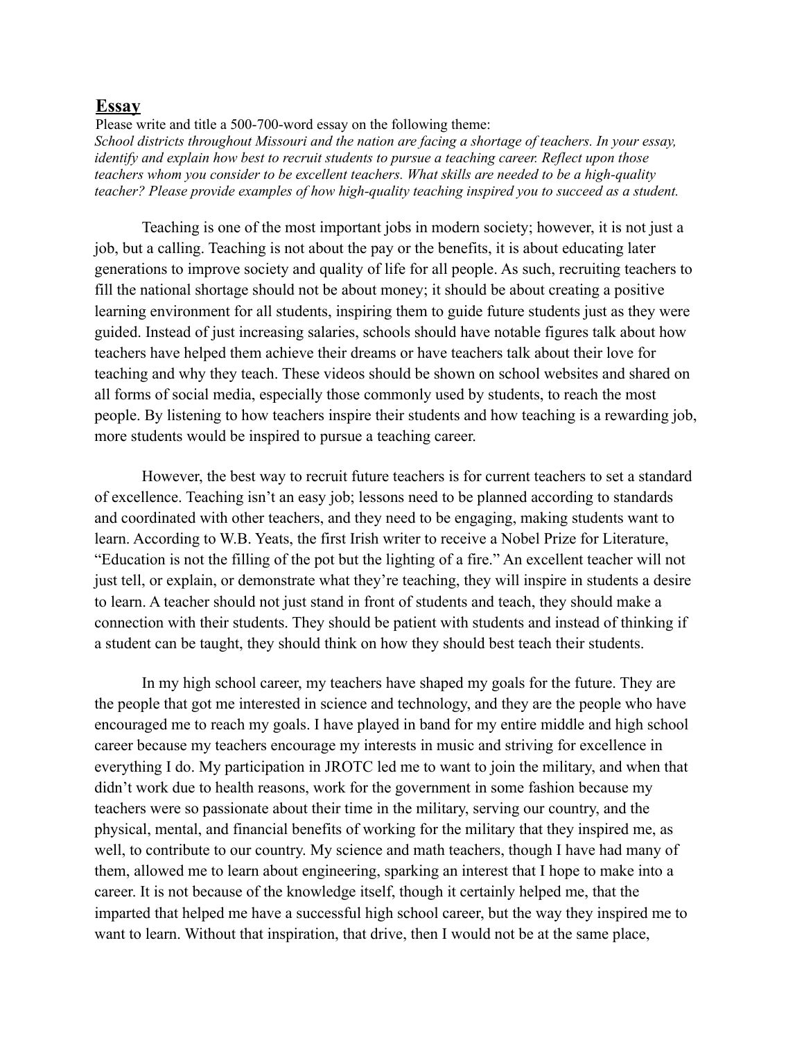# Essay

Please write and title a 500-700-word essay on the following theme:

*School districts throughout Missouri and the nation are facing a shortage of teachers. In your essay, identify and explain how best to recruit students to pursue a teaching career. Reflect upon those teachers whom you consider to be excellent teachers. What skills are needed to be a high-quality teacher? Please provide examples of how high-quality teaching inspired you to succeed as a student.*

Teaching is one of the most important jobs in modern society; however, it is not just a job, but a calling. Teaching is not about the pay or the benefits, it is about educating later generations to improve society and quality of life for all people. As such, recruiting teachers to fill the national shortage should not be about money; it should be about creating a positive learning environment for all students, inspiring them to guide future students just as they were guided. Instead of just increasing salaries, schools should have notable figures talk about how teachers have helped them achieve their dreams or have teachers talk about their love for teaching and why they teach. These videos should be shown on school websites and shared on all forms of social media, especially those commonly used by students, to reach the most people. By listening to how teachers inspire their students and how teaching is a rewarding job, more students would be inspired to pursue a teaching career.

However, the best way to recruit future teachers is for current teachers to set a standard of excellence. Teaching isn't an easy job; lessons need to be planned according to standards and coordinated with other teachers, and they need to be engaging, making students want to learn. According to W.B. Yeats, the first Irish writer to receive a Nobel Prize for Literature, "Education is not the filling of the pot but the lighting of a fire." An excellent teacher will not just tell, or explain, or demonstrate what they're teaching, they will inspire in students a desire to learn. A teacher should not just stand in front of students and teach, they should make a connection with their students. They should be patient with students and instead of thinking if a student can be taught, they should think on how they should best teach their students.

In my high school career, my teachers have shaped my goals for the future. They are the people that got me interested in science and technology, and they are the people who have encouraged me to reach my goals. I have played in band for my entire middle and high school career because my teachers encourage my interests in music and striving for excellence in everything I do. My participation in JROTC led me to want to join the military, and when that didn't work due to health reasons, work for the government in some fashion because my teachers were so passionate about their time in the military, serving our country, and the physical, mental, and financial benefits of working for the military that they inspired me, as well, to contribute to our country. My science and math teachers, though I have had many of them, allowed me to learn about engineering, sparking an interest that I hope to make into a career. It is not because of the knowledge itself, though it certainly helped me, that the imparted that helped me have a successful high school career, but the way they inspired me to want to learn. Without that inspiration, that drive, then I would not be at the same place,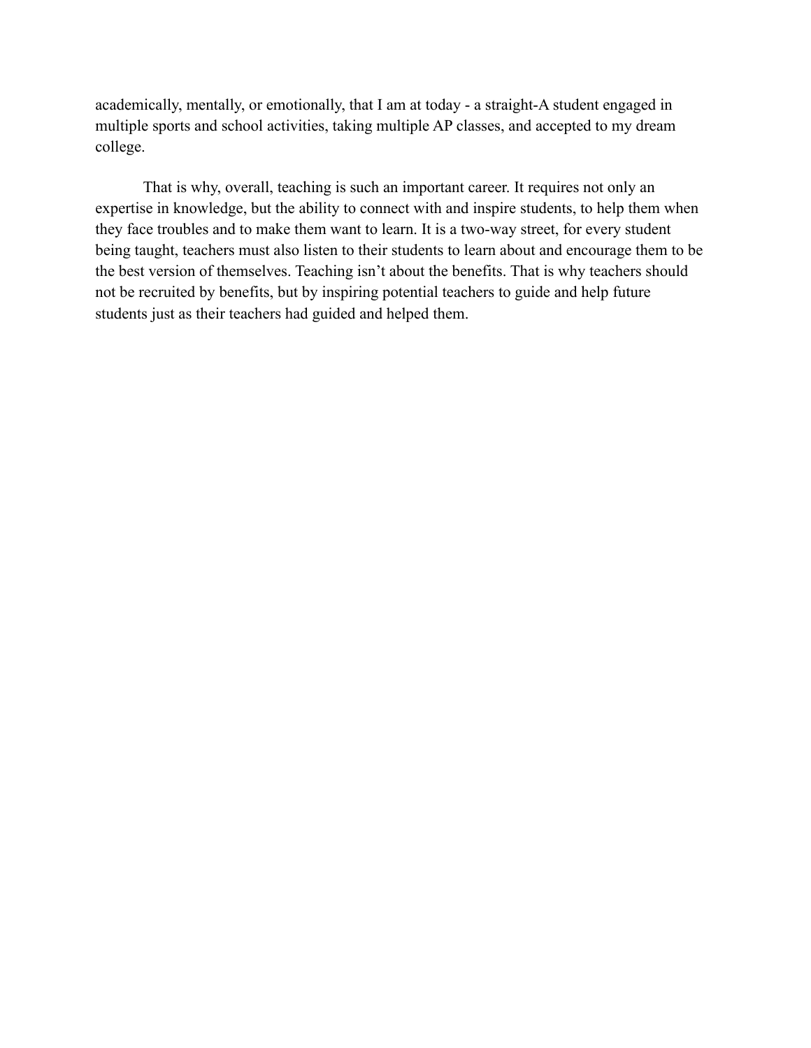academically, mentally, or emotionally, that I am at today - a straight-A student engaged in multiple sports and school activities, taking multiple AP classes, and accepted to my dream college.

That is why, overall, teaching is such an important career. It requires not only an expertise in knowledge, but the ability to connect with and inspire students, to help them when they face troubles and to make them want to learn. It is a two-way street, for every student being taught, teachers must also listen to their students to learn about and encourage them to be the best version of themselves. Teaching isn't about the benefits. That is why teachers should not be recruited by benefits, but by inspiring potential teachers to guide and help future students just as their teachers had guided and helped them.